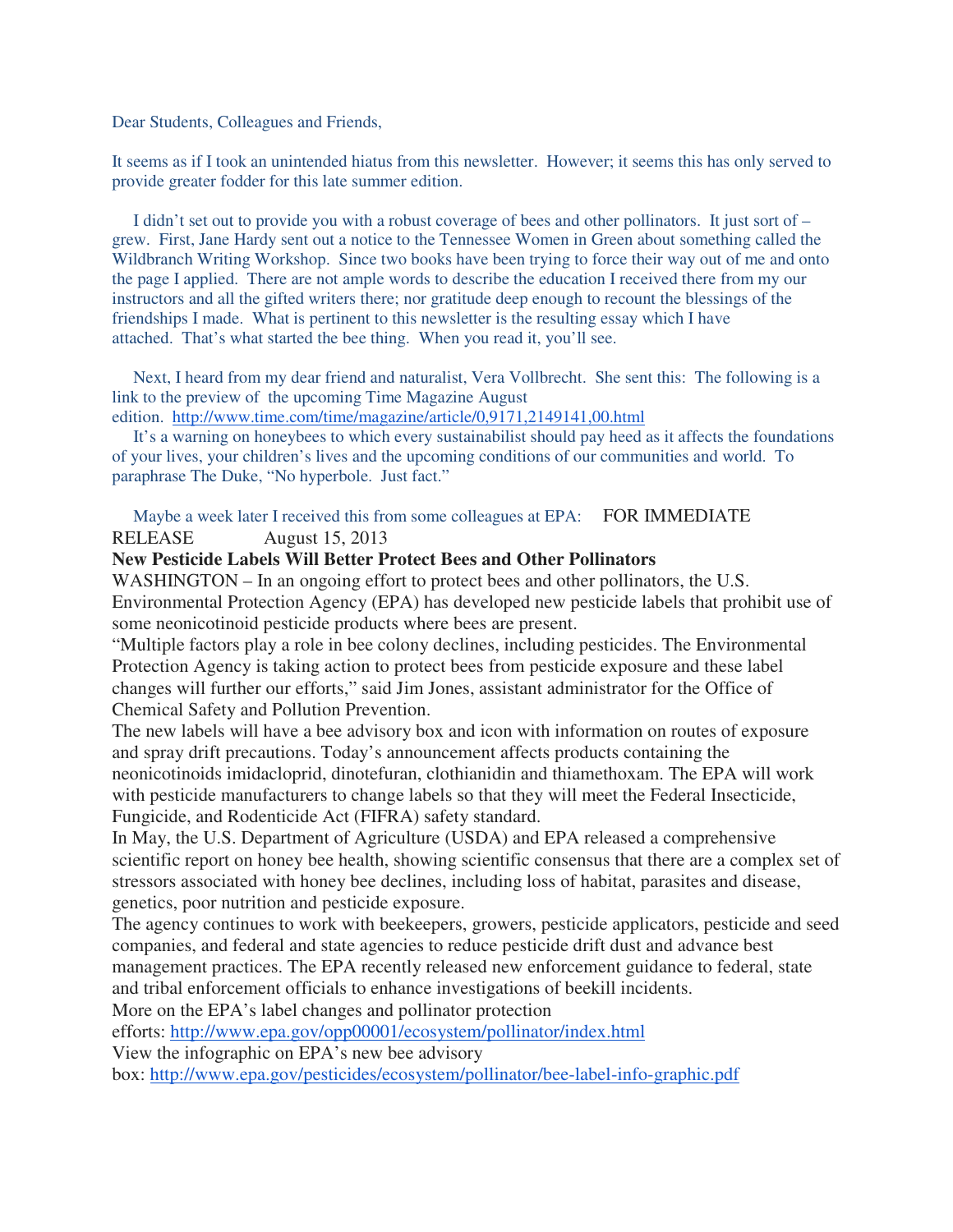Dear Students, Colleagues and Friends,

It seems as if I took an unintended hiatus from this newsletter. However; it seems this has only served to provide greater fodder for this late summer edition.

I didn't set out to provide you with a robust coverage of bees and other pollinators. It just sort of – grew. First, Jane Hardy sent out a notice to the Tennessee Women in Green about something called the Wildbranch Writing Workshop. Since two books have been trying to force their way out of me and onto the page I applied. There are not ample words to describe the education I received there from my our instructors and all the gifted writers there; nor gratitude deep enough to recount the blessings of the friendships I made. What is pertinent to this newsletter is the resulting essay which I have attached. That's what started the bee thing. When you read it, you'll see.

Next, I heard from my dear friend and naturalist, Vera Vollbrecht. She sent this: The following is a link to the preview of the upcoming Time Magazine August edition. http://www.time.com/time/magazine/article/0,9171,2149141,00.html

It's a warning on honeybees to which every sustainabilist should pay heed as it affects the foundations of your lives, your children's lives and the upcoming conditions of our communities and world. To paraphrase The Duke, "No hyperbole. Just fact."

Maybe a week later I received this from some colleagues at EPA: FOR IMMEDIATE RELEASE August 15, 2013

**New Pesticide Labels Will Better Protect Bees and Other Pollinators**

WASHINGTON – In an ongoing effort to protect bees and other pollinators, the U.S. Environmental Protection Agency (EPA) has developed new pesticide labels that prohibit use of some neonicotinoid pesticide products where bees are present.

"Multiple factors play a role in bee colony declines, including pesticides. The Environmental Protection Agency is taking action to protect bees from pesticide exposure and these label changes will further our efforts," said Jim Jones, assistant administrator for the Office of Chemical Safety and Pollution Prevention.

The new labels will have a bee advisory box and icon with information on routes of exposure and spray drift precautions. Today's announcement affects products containing the neonicotinoids imidacloprid, dinotefuran, clothianidin and thiamethoxam. The EPA will work with pesticide manufacturers to change labels so that they will meet the Federal Insecticide, Fungicide, and Rodenticide Act (FIFRA) safety standard.

In May, the U.S. Department of Agriculture (USDA) and EPA released a comprehensive scientific report on honey bee health, showing scientific consensus that there are a complex set of stressors associated with honey bee declines, including loss of habitat, parasites and disease, genetics, poor nutrition and pesticide exposure.

The agency continues to work with beekeepers, growers, pesticide applicators, pesticide and seed companies, and federal and state agencies to reduce pesticide drift dust and advance best management practices. The EPA recently released new enforcement guidance to federal, state and tribal enforcement officials to enhance investigations of beekill incidents.

More on the EPA's label changes and pollinator protection efforts: http://www.epa.gov/opp00001/ecosystem/pollinator/index.html

View the infographic on EPA's new bee advisory box: http://www.epa.gov/pesticides/ecosystem/pollinator/bee-label-info-graphic.pdf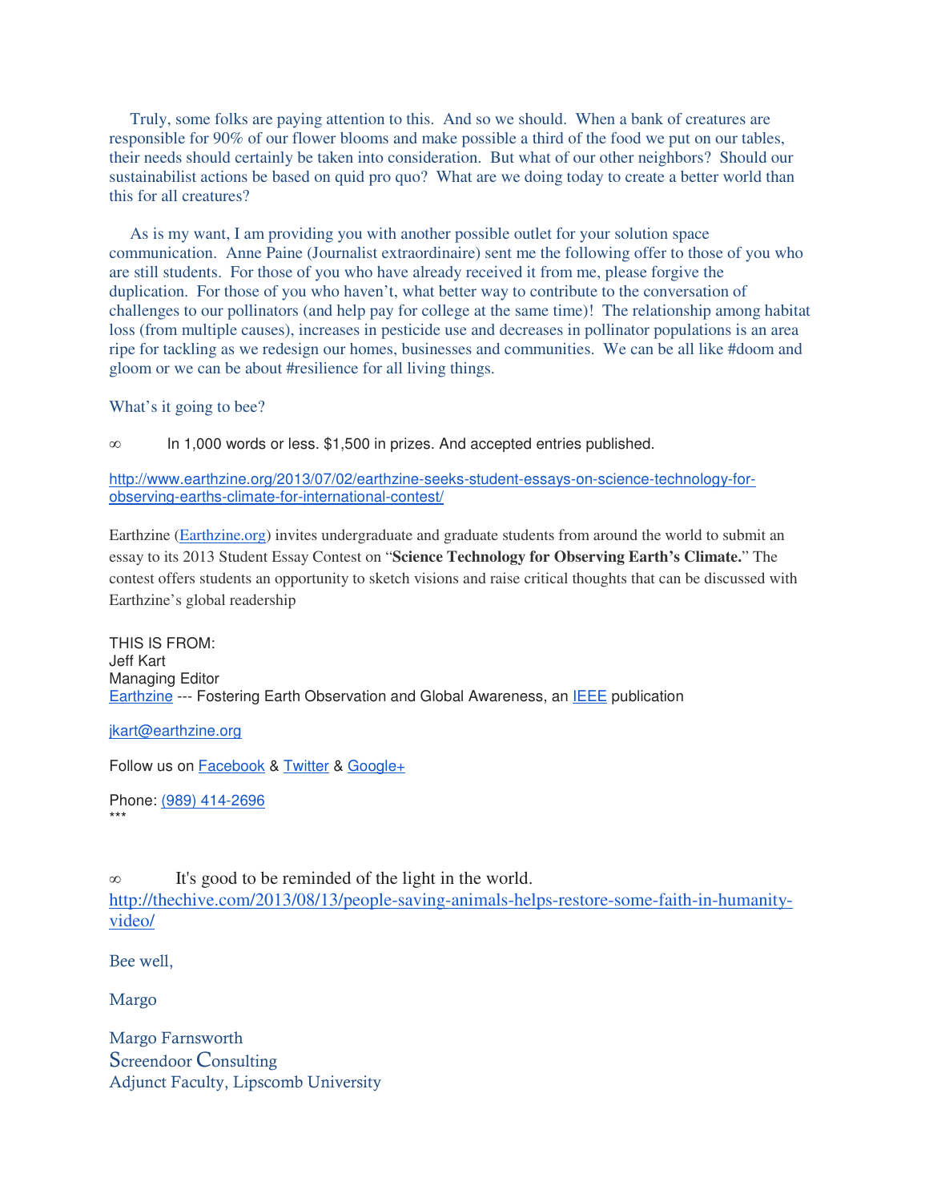Truly, some folks are paying attention to this. And so we should. When a bank of creatures are responsible for 90% of our flower blooms and make possible a third of the food we put on our tables, their needs should certainly be taken into consideration. But what of our other neighbors? Should our sustainabilist actions be based on quid pro quo? What are we doing today to create a better world than this for all creatures?

As is my want, I am providing you with another possible outlet for your solution space communication. Anne Paine (Journalist extraordinaire) sent me the following offer to those of you who are still students. For those of you who have already received it from me, please forgive the duplication. For those of you who haven't, what better way to contribute to the conversation of challenges to our pollinators (and help pay for college at the same time)! The relationship among habitat loss (from multiple causes), increases in pesticide use and decreases in pollinator populations is an area ripe for tackling as we redesign our homes, businesses and communities. We can be all like #doom and gloom or we can be about #resilience for all living things.

What's it going to bee?

∞ In 1,000 words or less. $1,500 in prizes. And accepted entries published.

http://www.earthzine.org/2013/07/02/earthzine-seeks-student-essays-on-science-technology-for-observing-earths-climate-for-international-contest/

Earthzine (Earthzine.org) invites undergraduate and graduate students from around the world to submit an essay to its 2013 Student Essay Contest on "**Science Technology for Observing Earth's Climate.**" The contest offers students an opportunity to sketch visions and raise critical thoughts that can be discussed with Earthzine's global readership

THIS IS FROM:
Jeff Kart
Managing Editor
Earthzine --- Fostering Earth Observation and Global Awareness, an IEEE publication

jkart@earthzine.org

Follow us on Facebook & Twitter & Google+

Phone: (989) 414-2696
***

∞ It's good to be reminded of the light in the world.
http://thechive.com/2013/08/13/people-saving-animals-helps-restore-some-faith-in-humanity-video/

Bee well,

Margo

Margo Farnsworth
Screendoor Consulting
Adjunct Faculty, Lipscomb University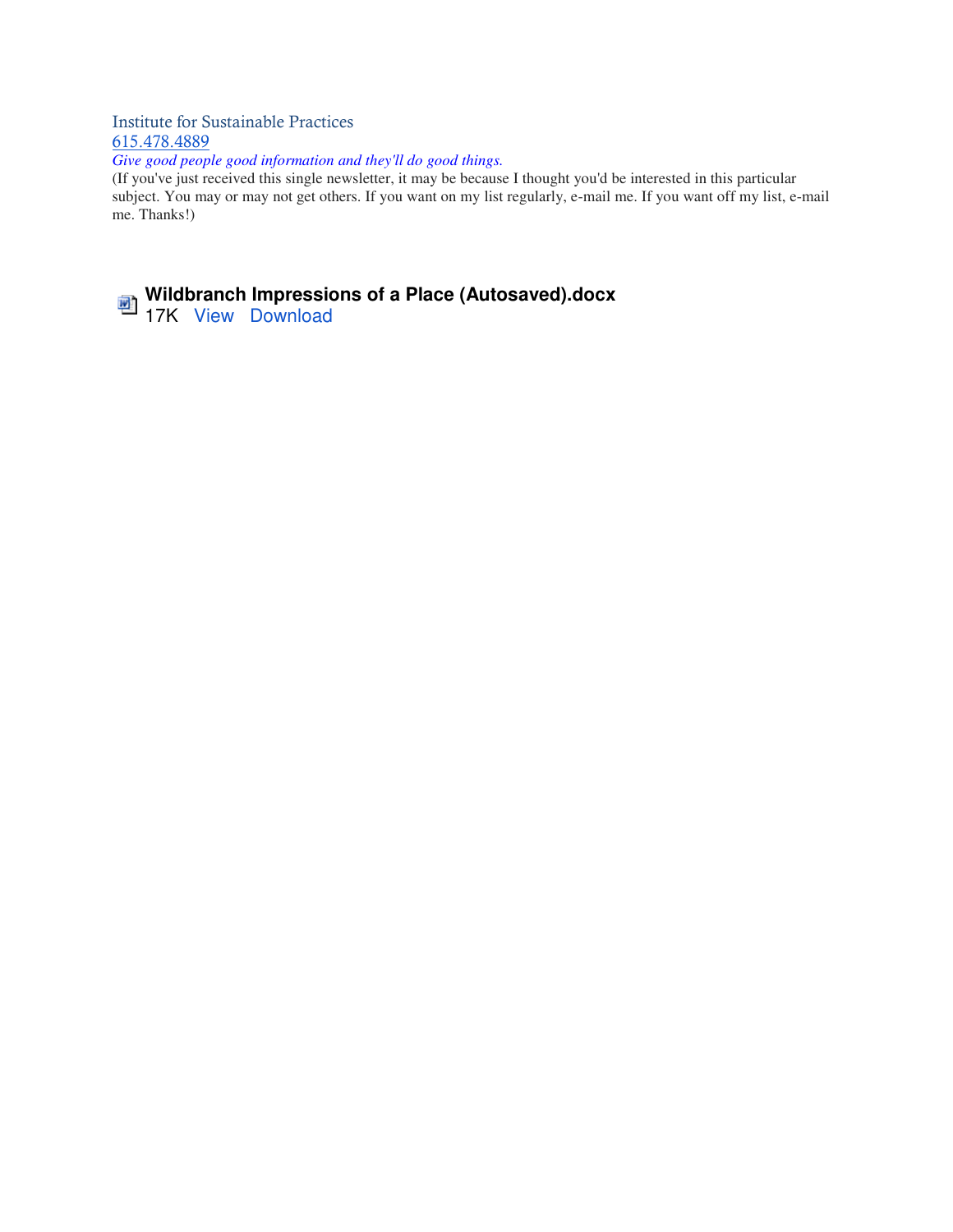Institute for Sustainable Practices
615.478.4889
*Give good people good information and they'll do good things.*
(If you've just received this single newsletter, it may be because I thought you'd be interested in this particular subject. You may or may not get others. If you want on my list regularly, e-mail me. If you want off my list, e-mail me. Thanks!)

**Wildbranch Impressions of a Place (Autosaved).docx**
17K View Download